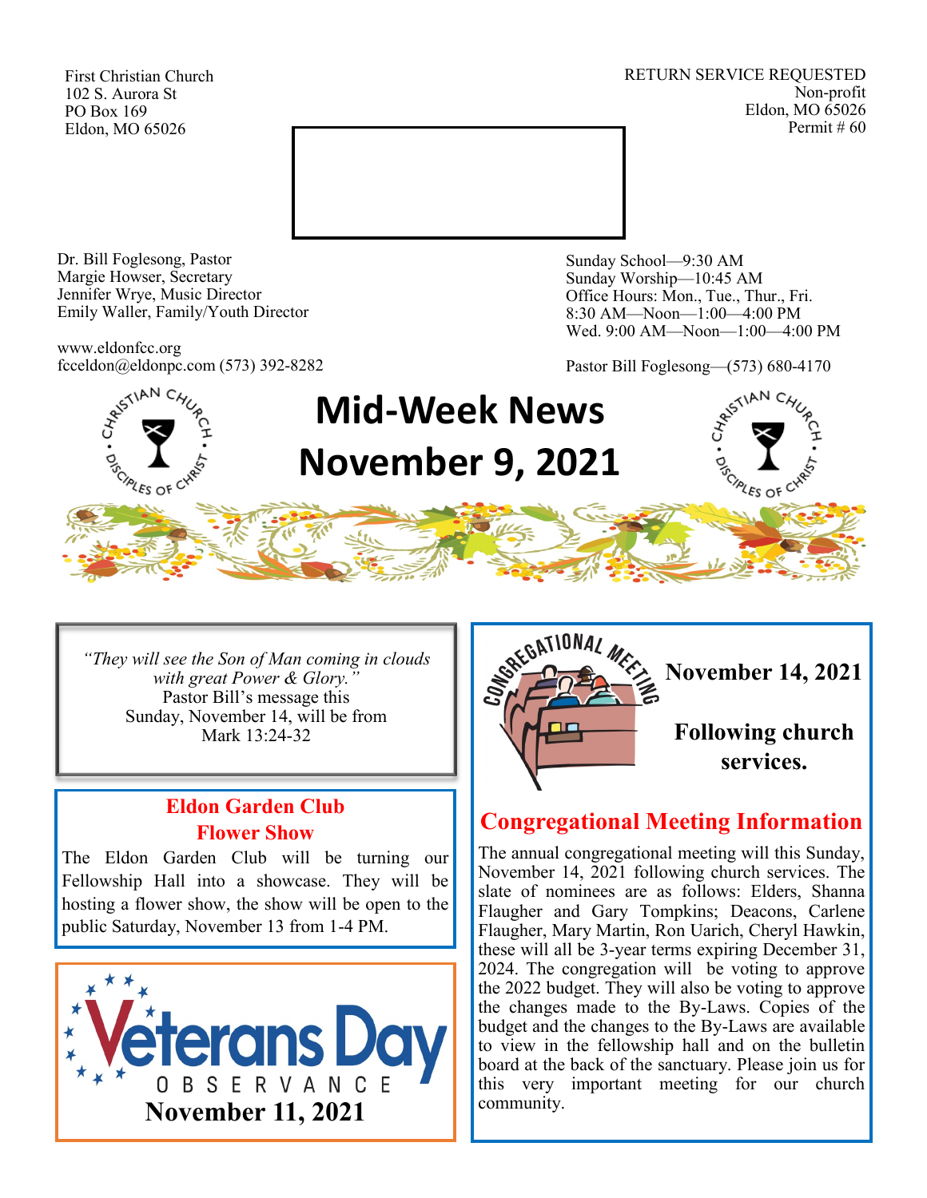First Christian Church
102 S. Aurora St
PO Box 169
Eldon, MO 65026

RETURN SERVICE REQUESTED
Non-profit
Eldon, MO 65026
Permit # 60

Dr. Bill Foglesong, Pastor
Margie Howser, Secretary
Jennifer Wrye, Music Director
Emily Waller, Family/Youth Director

www.eldonfcc.org
fcceldon@eldonpc.com (573) 392-8282

Sunday School—9:30 AM
Sunday Worship—10:45 AM
Office Hours: Mon., Tue., Thur., Fri.
8:30 AM—Noon—1:00—4:00 PM
Wed. 9:00 AM—Noon—1:00—4:00 PM

Pastor Bill Foglesong—(573) 680-4170

# Mid-Week News
# November 9, 2021

*"They will see the Son of Man coming in clouds with great Power & Glory."*
Pastor Bill's message this Sunday, November 14, will be from Mark 13:24-32

## Eldon Garden Club Flower Show

The Eldon Garden Club will be turning our Fellowship Hall into a showcase. They will be hosting a flower show, the show will be open to the public Saturday, November 13 from 1-4 PM.

## Veterans Day Observance

**November 11, 2021**

## Congregational Meeting

**November 14, 2021**

**Following church services.**

## Congregational Meeting Information

The annual congregational meeting will this Sunday, November 14, 2021 following church services. The slate of nominees are as follows: Elders, Shanna Flaugher and Gary Tompkins; Deacons, Carlene Flaugher, Mary Martin, Ron Uarich, Cheryl Hawkin, these will all be 3-year terms expiring December 31, 2024. The congregation will be voting to approve the 2022 budget. They will also be voting to approve the changes made to the By-Laws. Copies of the budget and the changes to the By-Laws are available to view in the fellowship hall and on the bulletin board at the back of the sanctuary. Please join us for this very important meeting for our church community.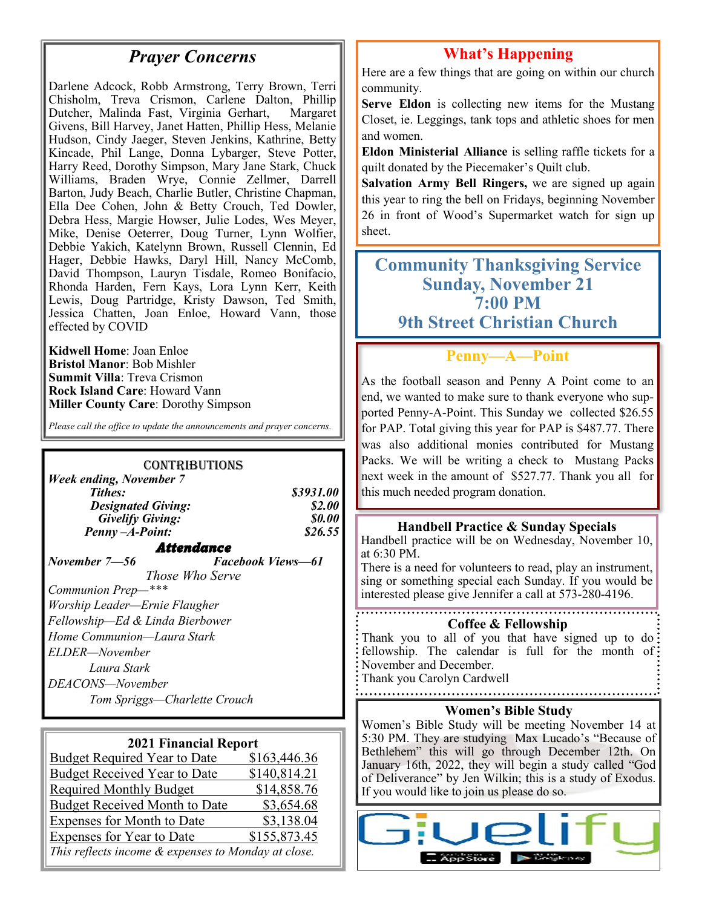## Prayer Concerns

Darlene Adcock, Robb Armstrong, Terry Brown, Terri Chisholm, Treva Crismon, Carlene Dalton, Phillip Dutcher, Malinda Fast, Virginia Gerhart, Margaret Givens, Bill Harvey, Janet Hatten, Phillip Hess, Melanie Hudson, Cindy Jaeger, Steven Jenkins, Kathrine, Betty Kincade, Phil Lange, Donna Lybarger, Steve Potter, Harry Reed, Dorothy Simpson, Mary Jane Stark, Chuck Williams, Braden Wrye, Connie Zellmer, Darrell Barton, Judy Beach, Charlie Butler, Christine Chapman, Ella Dee Cohen, John & Betty Crouch, Ted Dowler, Debra Hess, Margie Howser, Julie Lodes, Wes Meyer, Mike, Denise Oeterrer, Doug Turner, Lynn Wolfier, Debbie Yakich, Katelynn Brown, Russell Clennin, Ed Hager, Debbie Hawks, Daryl Hill, Nancy McComb, David Thompson, Lauryn Tisdale, Romeo Bonifacio, Rhonda Harden, Fern Kays, Lora Lynn Kerr, Keith Lewis, Doug Partridge, Kristy Dawson, Ted Smith, Jessica Chatten, Joan Enloe, Howard Vann, those effected by COVID

**Kidwell Home**: Joan Enloe
**Bristol Manor**: Bob Mishler
**Summit Villa**: Treva Crismon
**Rock Island Care**: Howard Vann
**Miller County Care**: Dorothy Simpson

*Please call the office to update the announcements and prayer concerns.*

## Contributions

***Week ending, November 7***

| | |
|---|---|
| ***Tithes:*** | ***$3931.00*** |
| ***Designated Giving:*** | ***$2.00*** |
| ***Givelify Giving:*** | ***$0.00*** |
| ***Penny –A-Point:*** | ***$26.55*** |

### *Attendance*

*November 7—56* *Facebook Views—61*

*Those Who Serve*

*Communion Prep—****
*Worship Leader—Ernie Flaugher*
*Fellowship—Ed & Linda Bierbower*
*Home Communion—Laura Stark*
*ELDER—November*
*Laura Stark*
*DEACONS—November*
*Tom Spriggs—Charlette Crouch*

## 2021 Financial Report

| | |
|---|---|
| Budget Required Year to Date | $163,446.36 |
| Budget Received Year to Date | $140,814.21 |
| Required Monthly Budget | $14,858.76 |
| Budget Received Month to Date | $3,654.68 |
| Expenses for Month to Date | $3,138.04 |
| Expenses for Year to Date | $155,873.45 |

*This reflects income & expenses to Monday at close.*

## What's Happening

Here are a few things that are going on within our church community.

**Serve Eldon** is collecting new items for the Mustang Closet, ie. Leggings, tank tops and athletic shoes for men and women.

**Eldon Ministerial Alliance** is selling raffle tickets for a quilt donated by the Piecemaker's Quilt club.

**Salvation Army Bell Ringers,** we are signed up again this year to ring the bell on Fridays, beginning November 26 in front of Wood's Supermarket watch for sign up sheet.

## Community Thanksgiving Service
## Sunday, November 21
## 7:00 PM
## 9th Street Christian Church

## Penny—A—Point

As the football season and Penny A Point come to an end, we wanted to make sure to thank everyone who supported Penny-A-Point. This Sunday we collected $26.55 for PAP. Total giving this year for PAP is $487.77. There was also additional monies contributed for Mustang Packs. We will be writing a check to Mustang Packs next week in the amount of $527.77. Thank you all for this much needed program donation.

### Handbell Practice & Sunday Specials

Handbell practice will be on Wednesday, November 10, at 6:30 PM.

There is a need for volunteers to read, play an instrument, sing or something special each Sunday. If you would be interested please give Jennifer a call at 573-280-4196.

### Coffee & Fellowship

Thank you to all of you that have signed up to do fellowship. The calendar is full for the month of November and December.
Thank you Carolyn Cardwell

### Women's Bible Study

Women's Bible Study will be meeting November 14 at 5:30 PM. They are studying Max Lucado's "Because of Bethlehem" this will go through December 12th. On January 16th, 2022, they will begin a study called "God of Deliverance" by Jen Wilkin; this is a study of Exodus. If you would like to join us please do so.

Givelify